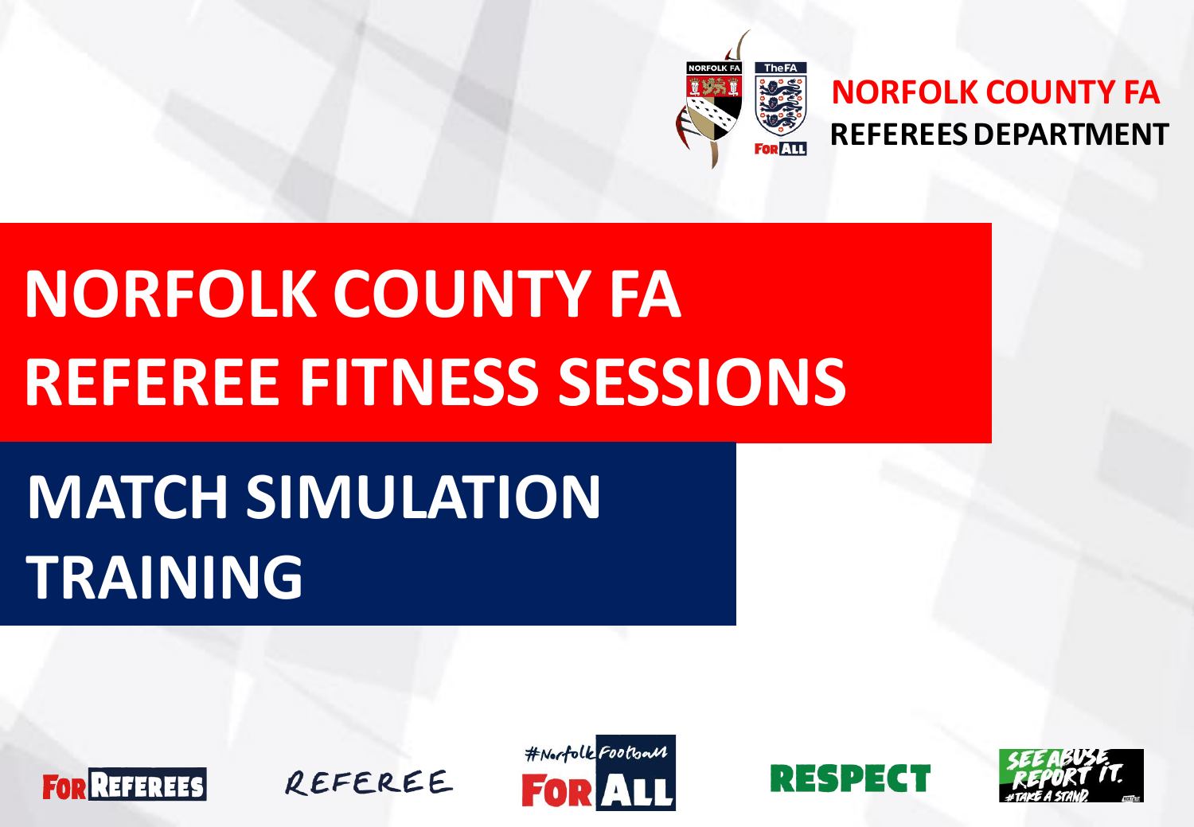NORFOLK COUNTY FA
REFEREES DEPARTMENT

# NORFOLK COUNTY FA REFEREE FITNESS SESSIONS

## MATCH SIMULATION TRAINING

FOR REFEREES

REFEREE

#NorfolkFootball FOR ALL

RESPECT

SEE ABUSE REPORT IT. #TAKE A STAND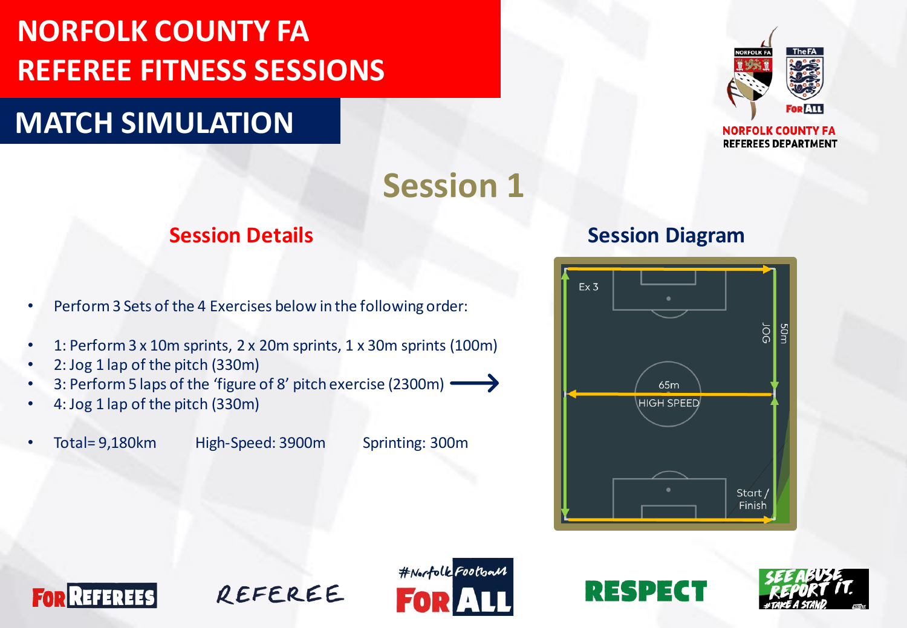# NORFOLK COUNTY FA REFEREE FITNESS SESSIONS

## MATCH SIMULATION

NORFOLK COUNTY FA
REFEREES DEPARTMENT

## Session 1

### Session Details

- Perform 3 Sets of the 4 Exercises below in the following order:

- 1: Perform 3 x 10m sprints, 2 x 20m sprints, 1 x 30m sprints (100m)
- 2: Jog 1 lap of the pitch (330m)
- 3: Perform 5 laps of the 'figure of 8' pitch exercise (2300m) ⟶
- 4: Jog 1 lap of the pitch (330m)

- Total= 9,180km High-Speed: 3900m Sprinting: 300m

### Session Diagram

Ex 3

JOG

50m

65m

HIGH SPEED

Start / Finish

FOR REFEREES

REFEREE

#NorfolkFootball FOR ALL

RESPECT

SEE ABUSE REPORT IT. #TAKE A STAND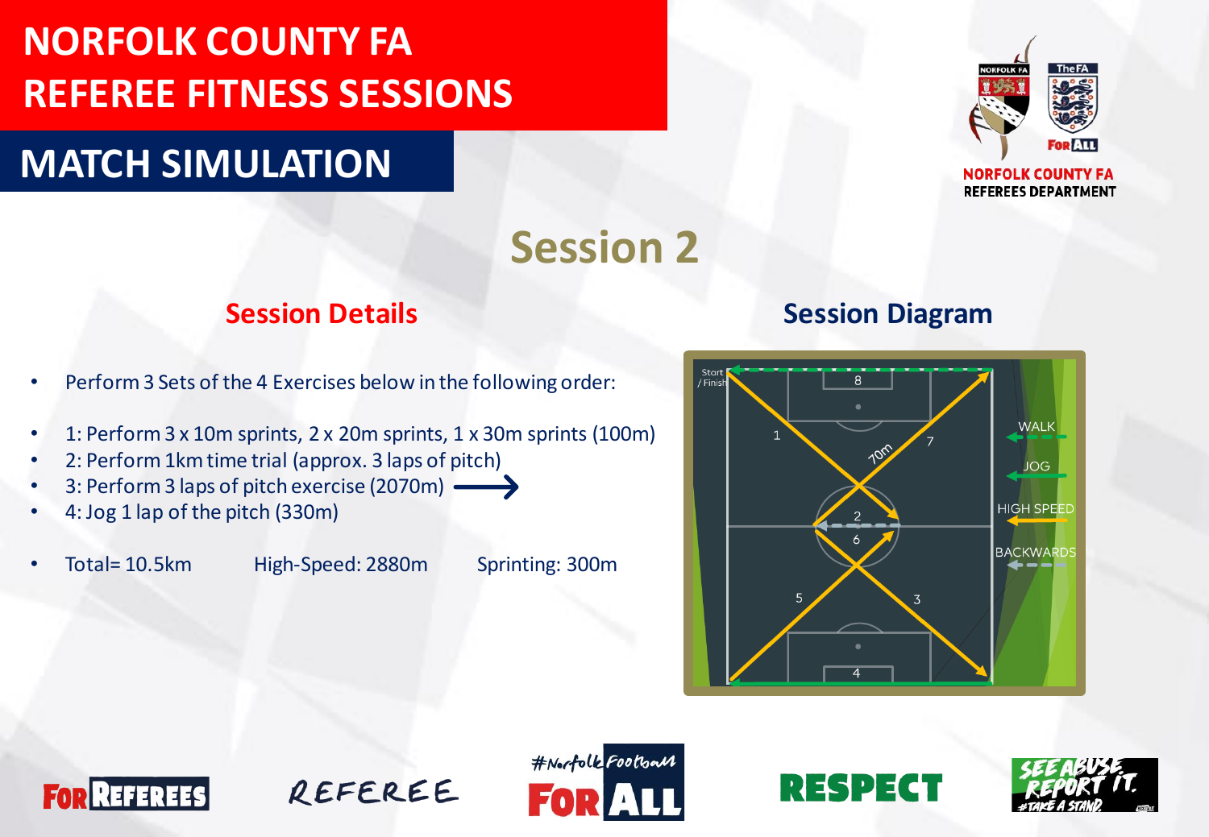# NORFOLK COUNTY FA
# REFEREE FITNESS SESSIONS

## MATCH SIMULATION

NORFOLK COUNTY FA
REFEREES DEPARTMENT

## Session 2

### Session Details

- Perform 3 Sets of the 4 Exercises below in the following order:
- 1: Perform 3 x 10m sprints, 2 x 20m sprints, 1 x 30m sprints (100m)
- 2: Perform 1km time trial (approx. 3 laps of pitch)
- 3: Perform 3 laps of pitch exercise (2070m) ⟶
- 4: Jog 1 lap of the pitch (330m)
- Total= 10.5km High-Speed: 2880m Sprinting: 300m

### Session Diagram

Start / Finish

1 2 3 4 5 6 7 8

70m

WALK
JOG
HIGH SPEED
BACKWARDS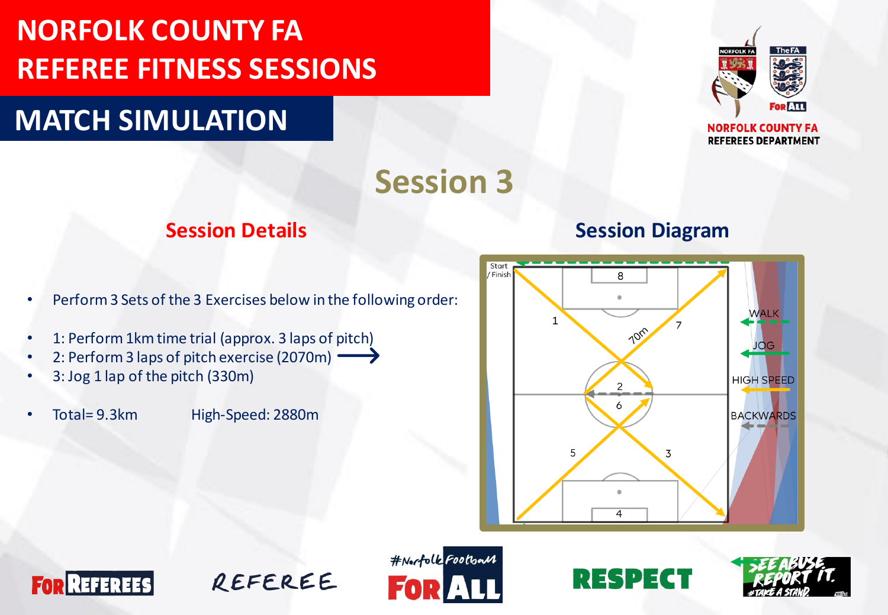# NORFOLK COUNTY FA REFEREE FITNESS SESSIONS

## MATCH SIMULATION

NORFOLK COUNTY FA
REFEREES DEPARTMENT

# Session 3

## Session Details

- Perform 3 Sets of the 3 Exercises below in the following order:

- 1: Perform 1km time trial (approx. 3 laps of pitch)
- 2: Perform 3 laps of pitch exercise (2070m) ⟶
- 3: Jog 1 lap of the pitch (330m)

- Total= 9.3km High-Speed: 2880m

## Session Diagram

Start / Finish

70m

1, 2, 3, 4, 5, 6, 7, 8

WALK

JOG

HIGH SPEED

BACKWARDS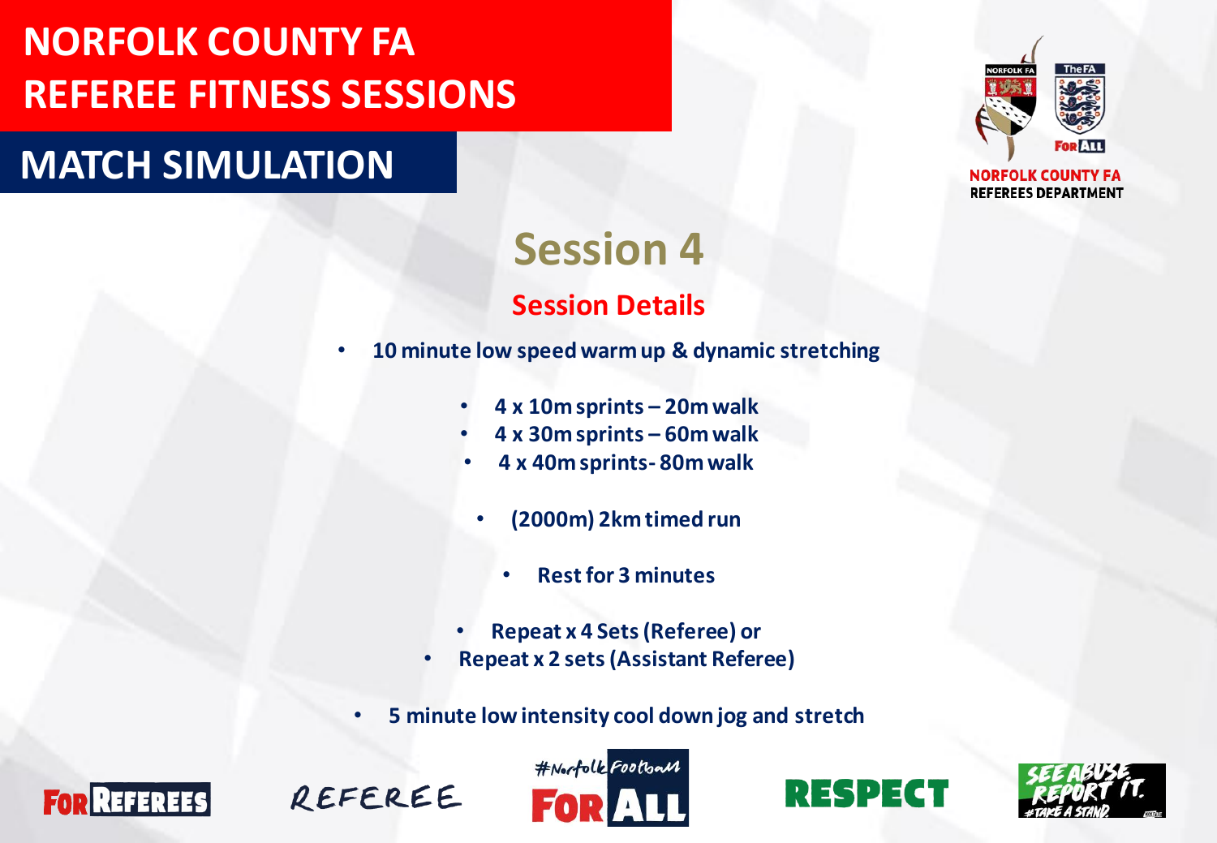# NORFOLK COUNTY FA REFEREE FITNESS SESSIONS

## MATCH SIMULATION

NORFOLK COUNTY FA REFEREES DEPARTMENT

## Session 4

### Session Details

- **10 minute low speed warm up & dynamic stretching**
- **4 x 10m sprints – 20m walk**
- **4 x 30m sprints – 60m walk**
- **4 x 40m sprints- 80m walk**
- **(2000m) 2km timed run**
- **Rest for 3 minutes**
- **Repeat x 4 Sets (Referee) or**
- **Repeat x 2 sets (Assistant Referee)**
- **5 minute low intensity cool down jog and stretch**

FOR REFEREES REFEREE #NorfolkFootball FOR ALL RESPECT SEE ABUSE. REPORT IT. #TAKE A STAND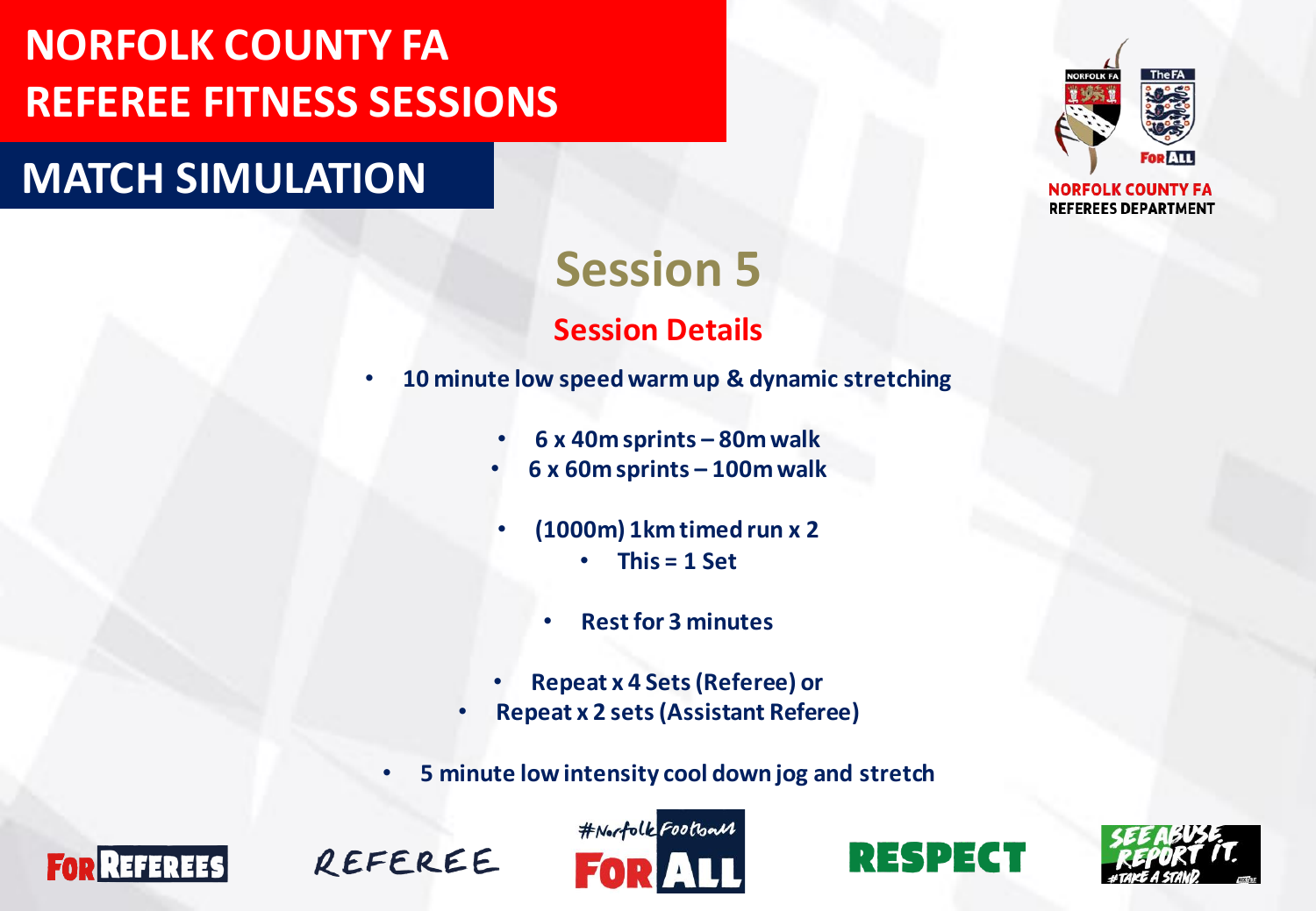# NORFOLK COUNTY FA REFEREE FITNESS SESSIONS

## MATCH SIMULATION

NORFOLK COUNTY FA
REFEREES DEPARTMENT

## Session 5

### Session Details

- 10 minute low speed warm up & dynamic stretching

- 6 x 40m sprints – 80m walk
- 6 x 60m sprints – 100m walk

- (1000m) 1km timed run x 2
  - This = 1 Set

- Rest for 3 minutes

- Repeat x 4 Sets (Referee) or
- Repeat x 2 sets (Assistant Referee)

- 5 minute low intensity cool down jog and stretch

FOR REFEREES

REFEREE

#NorfolkFootball FOR ALL

RESPECT

SEE ABUSE REPORT IT. #TAKE A STAND